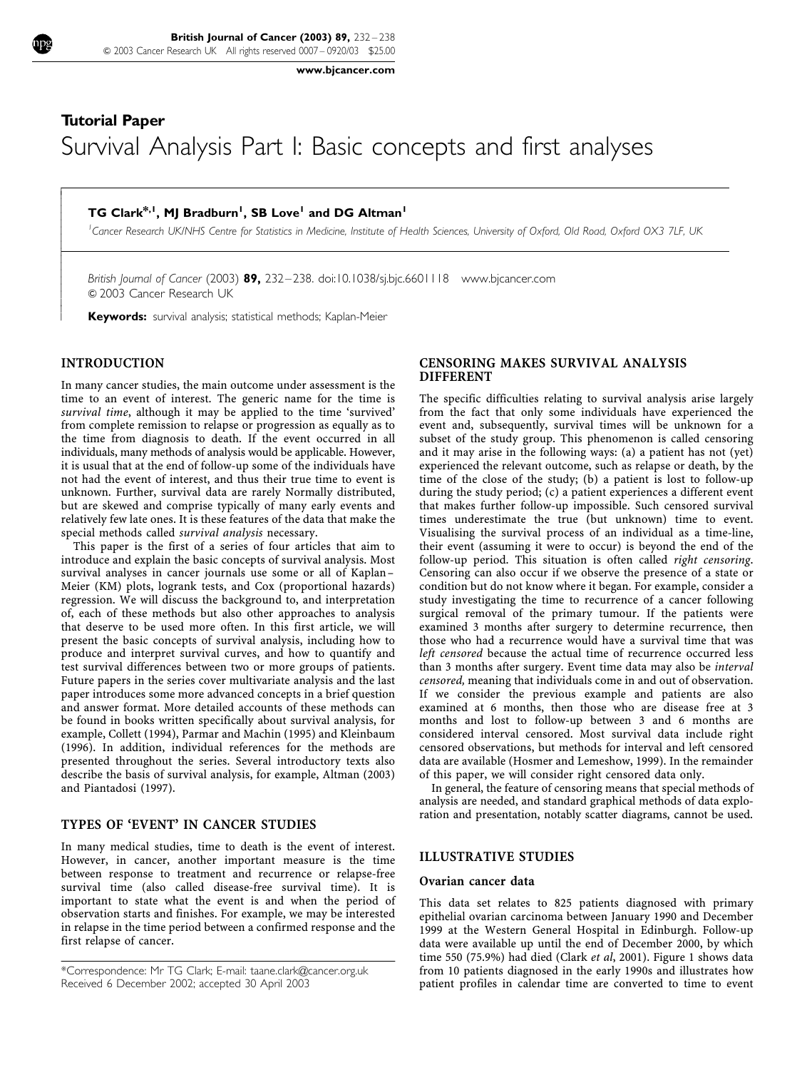**Tutorial Paper**

# Survival Analysis Part I: Basic concepts and first analyses

**TG Clark[\*,1], MJ Bradburn[1], SB Love[1] and DG Altman[1]**

[1]*Cancer Research UK/NHS Centre for Statistics in Medicine, Institute of Health Sciences, University of Oxford, Old Road, Oxford OX3 7LF, UK*

*British Journal of Cancer* (2003) **89,** 232–238. doi:10.1038/sj.bjc.6601118 www.bjcancer.com
© 2003 Cancer Research UK

**Keywords:** survival analysis; statistical methods; Kaplan-Meier

## INTRODUCTION

In many cancer studies, the main outcome under assessment is the time to an event of interest. The generic name for the time is *survival time*, although it may be applied to the time 'survived' from complete remission to relapse or progression as equally as to the time from diagnosis to death. If the event occurred in all individuals, many methods of analysis would be applicable. However, it is usual that at the end of follow-up some of the individuals have not had the event of interest, and thus their true time to event is unknown. Further, survival data are rarely Normally distributed, but are skewed and comprise typically of many early events and relatively few late ones. It is these features of the data that make the special methods called *survival analysis* necessary.

This paper is the first of a series of four articles that aim to introduce and explain the basic concepts of survival analysis. Most survival analyses in cancer journals use some or all of Kaplan–Meier (KM) plots, logrank tests, and Cox (proportional hazards) regression. We will discuss the background to, and interpretation of, each of these methods but also other approaches to analysis that deserve to be used more often. In this first article, we will present the basic concepts of survival analysis, including how to produce and interpret survival curves, and how to quantify and test survival differences between two or more groups of patients. Future papers in the series cover multivariate analysis and the last paper introduces some more advanced concepts in a brief question and answer format. More detailed accounts of these methods can be found in books written specifically about survival analysis, for example, Collett (1994), Parmar and Machin (1995) and Kleinbaum (1996). In addition, individual references for the methods are presented throughout the series. Several introductory texts also describe the basis of survival analysis, for example, Altman (2003) and Piantadosi (1997).

## TYPES OF 'EVENT' IN CANCER STUDIES

In many medical studies, time to death is the event of interest. However, in cancer, another important measure is the time between response to treatment and recurrence or relapse-free survival time (also called disease-free survival time). It is important to state what the event is and when the period of observation starts and finishes. For example, we may be interested in relapse in the time period between a confirmed response and the first relapse of cancer.

## CENSORING MAKES SURVIVAL ANALYSIS DIFFERENT

The specific difficulties relating to survival analysis arise largely from the fact that only some individuals have experienced the event and, subsequently, survival times will be unknown for a subset of the study group. This phenomenon is called censoring and it may arise in the following ways: (a) a patient has not (yet) experienced the relevant outcome, such as relapse or death, by the time of the close of the study; (b) a patient is lost to follow-up during the study period; (c) a patient experiences a different event that makes further follow-up impossible. Such censored survival times underestimate the true (but unknown) time to event. Visualising the survival process of an individual as a time-line, their event (assuming it were to occur) is beyond the end of the follow-up period. This situation is often called *right censoring*. Censoring can also occur if we observe the presence of a state or condition but do not know where it began. For example, consider a study investigating the time to recurrence of a cancer following surgical removal of the primary tumour. If the patients were examined 3 months after surgery to determine recurrence, then those who had a recurrence would have a survival time that was *left censored* because the actual time of recurrence occurred less than 3 months after surgery. Event time data may also be *interval censored,* meaning that individuals come in and out of observation. If we consider the previous example and patients are also examined at 6 months, then those who are disease free at 3 months and lost to follow-up between 3 and 6 months are considered interval censored. Most survival data include right censored observations, but methods for interval and left censored data are available (Hosmer and Lemeshow, 1999). In the remainder of this paper, we will consider right censored data only.

In general, the feature of censoring means that special methods of analysis are needed, and standard graphical methods of data exploration and presentation, notably scatter diagrams, cannot be used.

## ILLUSTRATIVE STUDIES

### Ovarian cancer data

This data set relates to 825 patients diagnosed with primary epithelial ovarian carcinoma between January 1990 and December 1999 at the Western General Hospital in Edinburgh. Follow-up data were available up until the end of December 2000, by which time 550 (75.9%) had died (Clark *et al*, 2001). Figure 1 shows data from 10 patients diagnosed in the early 1990s and illustrates how patient profiles in calendar time are converted to time to event

\*Correspondence: Mr TG Clark; E-mail: taane.clark@cancer.org.uk
Received 6 December 2002; accepted 30 April 2003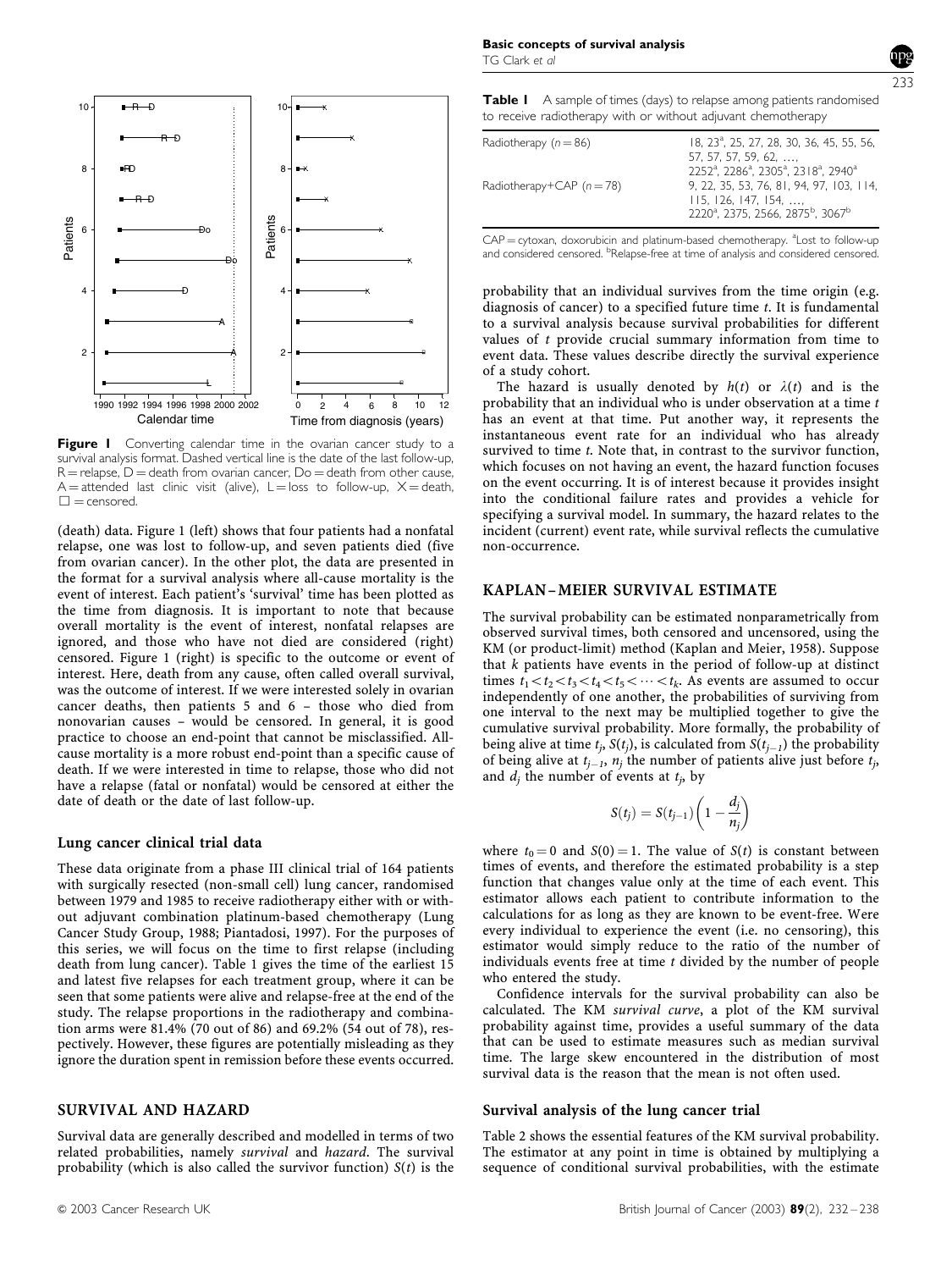**Figure 1** Converting calendar time in the ovarian cancer study to a survival analysis format. Dashed vertical line is the date of the last follow-up, R = relapse, D = death from ovarian cancer, Do = death from other cause, A = attended last clinic visit (alive), L = loss to follow-up, X = death, □ = censored.

(death) data. Figure 1 (left) shows that four patients had a nonfatal relapse, one was lost to follow-up, and seven patients died (five from ovarian cancer). In the other plot, the data are presented in the format for a survival analysis where all-cause mortality is the event of interest. Each patient's 'survival' time has been plotted as the time from diagnosis. It is important to note that because overall mortality is the event of interest, nonfatal relapses are ignored, and those who have not died are considered (right) censored. Figure 1 (right) shows that is specific to the outcome or event of interest. Here, death from any cause, often called overall survival, was the outcome of interest. If we were interested solely in ovarian cancer deaths, then patients 5 and 6 – those who died from nonovarian causes – would be censored. In general, it is good practice to choose an end-point that cannot be misclassified. All-cause mortality is a more robust end-point than a specific cause of death. If we were interested in time to relapse, those who did not have a relapse (fatal or nonfatal) would be censored at either the date of death or the date of last follow-up.

### Lung cancer clinical trial data

These data originate from a phase III clinical trial of 164 patients with surgically resected (non-small cell) lung cancer, randomised between 1979 and 1985 to receive radiotherapy either with or without adjuvant combination platinum-based chemotherapy (Lung Cancer Study Group, 1988; Piantadosi, 1997). For the purposes of this series, we will focus on the time to first relapse (including death from lung cancer). Table 1 gives the time of the earliest 15 and latest five relapses for each treatment group, where it can be seen that some patients were alive and relapse-free at the end of the study. The relapse proportions in the radiotherapy and combination arms were 81.4% (70 out of 86) and 69.2% (54 out of 78), respectively. However, these figures are potentially misleading as they ignore the duration spent in remission before these events occurred.

## SURVIVAL AND HAZARD

Survival data are generally described and modelled in terms of two related probabilities, namely *survival* and *hazard*. The survival probability (which is also called the survivor function) $S(t)$ is the probability that an individual survives from the time origin (e.g. diagnosis of cancer) to a specified future time $t$. It is fundamental to a survival analysis because survival probabilities for different values of $t$ provide crucial summary information from time to event data. These values describe directly the survival experience of a study cohort.

The hazard is usually denoted by $h(t)$ or $\lambda(t)$ and is the probability that an individual who is under observation at a time $t$ has an event at that time. Put another way, it represents the instantaneous event rate for an individual who has already survived to time $t$. Note that, in contrast to the survivor function, which focuses on not having an event, the hazard function focuses on the event occurring. It is of interest because it provides insight into the conditional failure rates and provides a vehicle for specifying a survival model. In summary, the hazard relates to the incident (current) event rate, while survival reflects the cumulative non-occurrence.

**Table 1** A sample of times (days) to relapse among patients randomised to receive radiotherapy with or without adjuvant chemotherapy

| | |
|---|---|
| Radiotherapy ($n = 86$) | 18, 23[a], 25, 27, 28, 30, 36, 45, 55, 56, 57, 57, 57, 59, 62, …, 2252[a], 2286[a], 2305[a], 2318[a], 2940[a] |
| Radiotherapy+CAP ($n = 78$) | 9, 22, 35, 53, 76, 81, 94, 97, 103, 114, 115, 126, 147, 154, …, 2220[a], 2375, 2566, 2875[b], 3067[b] |

CAP = cytoxan, doxorubicin and platinum-based chemotherapy. [a]Lost to follow-up and considered censored. [b]Relapse-free at time of analysis and considered censored.

## KAPLAN–MEIER SURVIVAL ESTIMATE

The survival probability can be estimated nonparametrically from observed survival times, both censored and uncensored, using the KM (or product-limit) method (Kaplan and Meier, 1958). Suppose that $k$ patients have events in the period of follow-up at distinct times $t_1 < t_2 < t_3 < t_4 < t_5 < \cdots < t_k$. As events are assumed to occur independently of one another, the probabilities of surviving from one interval to the next may be multiplied together to give the cumulative survival probability. More formally, the probability of being alive at time $t_j$, $S(t_j)$, is calculated from $S(t_{j-1})$ the probability of being alive at $t_{j-1}$, $n_j$ the number of patients alive just before $t_j$, and $d_j$ the number of events at $t_j$, by

$$S(t_j) = S(t_{j-1})\left(1 - \frac{d_j}{n_j}\right)$$

where $t_0 = 0$ and $S(0) = 1$. The value of $S(t)$ is constant between times of events, and therefore the estimated probability is a step function that changes value only at the time of each event. This estimator allows each patient to contribute information to the calculations for as long as they are known to be event-free. Were every individual to experience the event (i.e. no censoring), this estimator would simply reduce to the ratio of the number of individuals events free at time $t$ divided by the number of people who entered the study.

Confidence intervals for the survival probability can also be calculated. The KM *survival curve*, a plot of the KM survival probability against time, provides a useful summary of the data that can be used to estimate measures such as median survival time. The large skew encountered in the distribution of most survival data is the reason that the mean is not often used.

### Survival analysis of the lung cancer trial

Table 2 shows the essential features of the KM survival probability. The estimator at any point in time is obtained by multiplying a sequence of conditional survival probabilities, with the estimate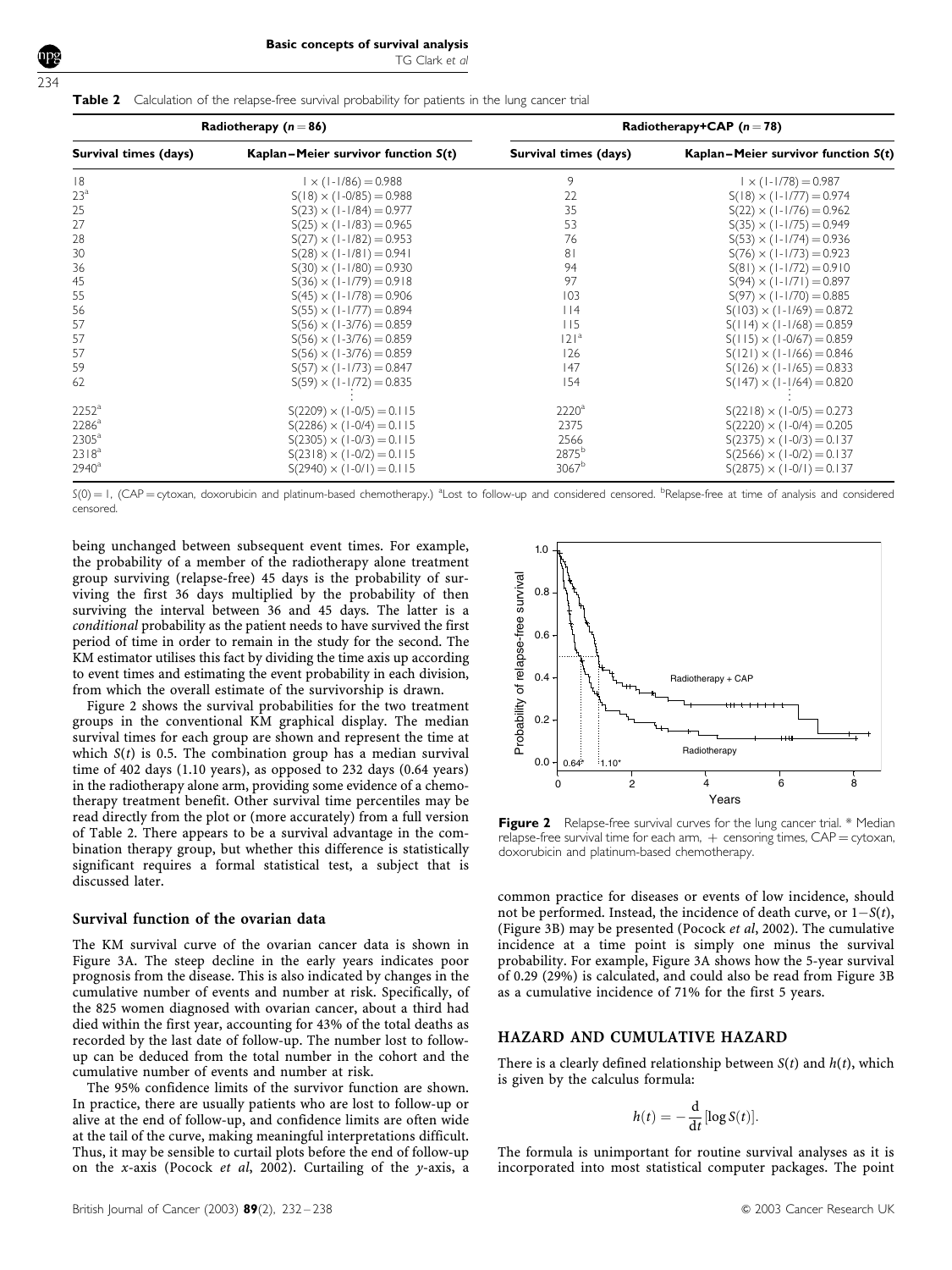**Table 2** Calculation of the relapse-free survival probability for patients in the lung cancer trial

| Radiotherapy ($n = 86$) | | Radiotherapy+CAP ($n = 78$) | |
|---|---|---|---|
| **Survival times (days)** | **Kaplan–Meier survivor function $S(t)$** | **Survival times (days)** | **Kaplan–Meier survivor function $S(t)$** |
| 18 | $1 \times (1-1/86) = 0.988$ | 9 | $1 \times (1-1/78) = 0.987$ |
| 23[a] | $S(18) \times (1-0/85) = 0.988$ | 22 | $S(18) \times (1-1/77) = 0.974$ |
| 25 | $S(23) \times (1-1/84) = 0.977$ | 35 | $S(22) \times (1-1/76) = 0.962$ |
| 27 | $S(25) \times (1-1/83) = 0.965$ | 53 | $S(35) \times (1-1/75) = 0.949$ |
| 28 | $S(27) \times (1-1/82) = 0.953$ | 76 | $S(53) \times (1-1/74) = 0.936$ |
| 30 | $S(28) \times (1-1/81) = 0.941$ | 81 | $S(76) \times (1-1/73) = 0.923$ |
| 36 | $S(30) \times (1-1/80) = 0.930$ | 94 | $S(81) \times (1-1/72) = 0.910$ |
| 45 | $S(36) \times (1-1/79) = 0.918$ | 97 | $S(94) \times (1-1/71) = 0.897$ |
| 55 | $S(45) \times (1-1/78) = 0.906$ | 103 | $S(97) \times (1-1/70) = 0.885$ |
| 56 | $S(55) \times (1-1/77) = 0.894$ | 114 | $S(103) \times (1-1/69) = 0.872$ |
| 57 | $S(56) \times (1-3/76) = 0.859$ | 115 | $S(114) \times (1-1/68) = 0.859$ |
| 57 | $S(56) \times (1-3/76) = 0.859$ | 121[a] | $S(115) \times (1-0/67) = 0.859$ |
| 57 | $S(56) \times (1-3/76) = 0.859$ | 126 | $S(121) \times (1-1/66) = 0.846$ |
| 59 | $S(57) \times (1-1/73) = 0.847$ | 147 | $S(126) \times (1-1/65) = 0.833$ |
| 62 | $S(59) \times (1-1/72) = 0.835$ | 154 | $S(147) \times (1-1/64) = 0.820$ |
| | ⋮ | | ⋮ |
| 2252[a] | $S(2209) \times (1-0/5) = 0.115$ | 2220[a] | $S(2218) \times (1-0/5) = 0.273$ |
| 2286[a] | $S(2286) \times (1-0/4) = 0.115$ | 2375 | $S(2220) \times (1-0/4) = 0.205$ |
| 2305[a] | $S(2305) \times (1-0/3) = 0.115$ | 2566 | $S(2375) \times (1-0/3) = 0.137$ |
| 2318[a] | $S(2318) \times (1-0/2) = 0.115$ | 2875[b] | $S(2566) \times (1-0/2) = 0.137$ |
| 2940[a] | $S(2940) \times (1-0/1) = 0.115$ | 3067[b] | $S(2875) \times (1-0/1) = 0.137$ |

$S(0) = 1$, (CAP = cytoxan, doxorubicin and platinum-based chemotherapy.) [a]Lost to follow-up and considered censored. [b]Relapse-free at time of analysis and considered censored.

being unchanged between subsequent event times. For example, the probability of a member of the radiotherapy alone treatment group surviving (relapse-free) 45 days is the probability of surviving the first 36 days multiplied by the probability of then surviving the interval between 36 and 45 days. The latter is a *conditional* probability as the patient needs to have survived the first period of time in order to remain in the study for the second. The KM estimator utilises this fact by dividing the time axis up according to event times and estimating the event probability in each division, from which the overall estimate of the survivorship is drawn.

Figure 2 shows the survival probabilities for the two treatment groups in the conventional KM graphical display. The median survival times for each group are shown and represent the time at which $S(t)$ is 0.5. The combination group has a median survival time of 402 days (1.10 years), as opposed to 232 days (0.64 years) in the radiotherapy alone arm, providing some evidence of a chemotherapy treatment benefit. Other survival time percentiles may be read directly from the plot or (more accurately) from a full version of Table 2. There appears to be a survival advantage in the combination therapy group, but whether this difference is statistically significant requires a formal statistical test, a subject that is discussed later.

**Figure 2** Relapse-free survival curves for the lung cancer trial. * Median relapse-free survival time for each arm, + censoring times, CAP = cytoxan, doxorubicin and platinum-based chemotherapy.

### Survival function of the ovarian data

The KM survival curve of the ovarian cancer data is shown in Figure 3A. The steep decline in the early years indicates poor prognosis from the disease. This is also indicated by changes in the cumulative number of events and number at risk. Specifically, of the 825 women diagnosed with ovarian cancer, about a third had died within the first year, accounting for 43% of the total deaths as recorded by the last date of follow-up. The number lost to follow-up can be deduced from the total number in the cohort and the cumulative number of events and number at risk.

The 95% confidence limits of the survivor function are shown. In practice, there are usually patients who are lost to follow-up or alive at the end of follow-up, and confidence limits are often wide at the tail of the curve, making meaningful interpretations difficult. Thus, it may be sensible to curtail plots before the end of follow-up on the *x*-axis (Pocock *et al*, 2002). Curtailing of the *y*-axis, a common practice for diseases or events of low incidence, should not be performed. Instead, the incidence of death curve, or $1-S(t)$, (Figure 3B) may be presented (Pocock *et al*, 2002). The cumulative incidence at a time point is simply one minus the survival probability. For example, Figure 3A shows how the 5-year survival of 0.29 (29%) is calculated, and could also be read from Figure 3B as a cumulative incidence of 71% for the first 5 years.

## HAZARD AND CUMULATIVE HAZARD

There is a clearly defined relationship between $S(t)$ and $h(t)$, which is given by the calculus formula:

$$h(t) = -\frac{\mathrm{d}}{\mathrm{d}t}[\log S(t)].$$

The formula is unimportant for routine survival analyses as it is incorporated into most statistical computer packages. The point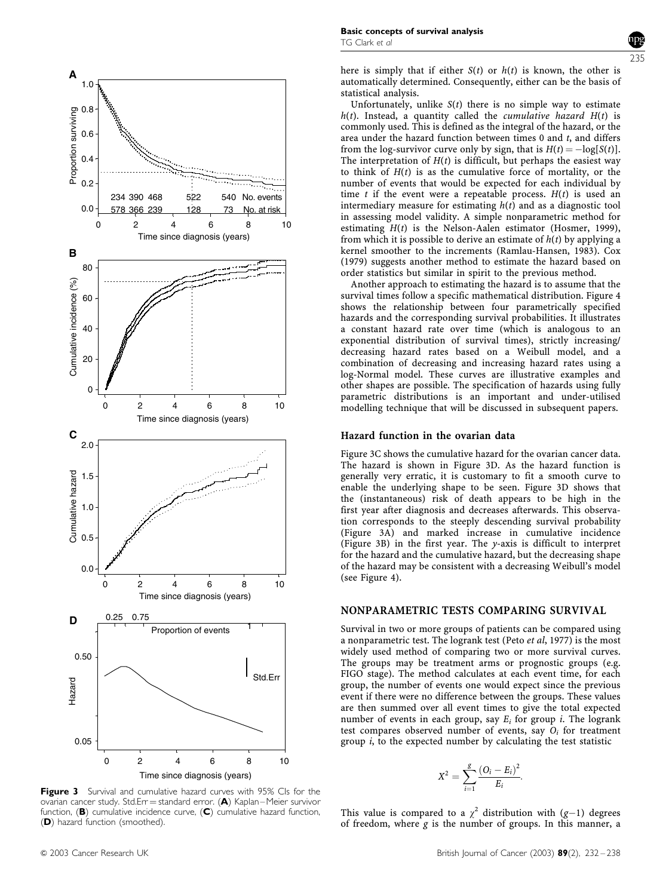here is simply that if either $S(t)$ or $h(t)$ is known, the other is automatically determined. Consequently, either can be the basis of statistical analysis.

Unfortunately, unlike $S(t)$ there is no simple way to estimate $h(t)$. Instead, a quantity called the *cumulative hazard* $H(t)$ is commonly used. This is defined as the integral of the hazard, or the area under the hazard function between times 0 and $t$, and differs from the log-survivor curve only by sign, that is $H(t) = -\log[S(t)]$. The interpretation of $H(t)$ is difficult, but perhaps the easiest way to think of $H(t)$ is as the cumulative force of mortality, or the number of events that would be expected for each individual by time $t$ if the event were a repeatable process. $H(t)$ is used an intermediary measure for estimating $h(t)$ and as a diagnostic tool in assessing model validity. A simple nonparametric method for estimating $H(t)$ is the Nelson-Aalen estimator (Hosmer, 1999), from which it is possible to derive an estimate of $h(t)$ by applying a kernel smoother to the increments (Ramlau-Hansen, 1983). Cox (1979) suggests another method to estimate the hazard based on order statistics but similar in spirit to the previous method.

Another approach to estimating the hazard is to assume that the survival times follow a specific mathematical distribution. Figure 4 shows the relationship between four parametrically specified hazards and the corresponding survival probabilities. It illustrates a constant hazard rate over time (which is analogous to an exponential distribution of survival times), strictly increasing/decreasing hazard rates based on a Weibull model, and a combination of decreasing and increasing hazard rates using a log-Normal model. These curves are illustrative examples and other shapes are possible. The specification of hazards using fully parametric distributions is an important and under-utilised modelling technique that will be discussed in subsequent papers.

## Hazard function in the ovarian data

Figure 3C shows the cumulative hazard for the ovarian cancer data. The hazard is shown in Figure 3D. As the hazard function is generally very erratic, it is customary to fit a smooth curve to enable the underlying shape to be seen. Figure 3D shows that the (instantaneous) risk of death appears to be high in the first year after diagnosis and decreases afterwards. This observation corresponds to the steeply descending survival probability (Figure 3A) and marked increase in cumulative incidence (Figure 3B) in the first year. The $y$-axis is difficult to interpret for the hazard and the cumulative hazard, but the decreasing shape of the hazard may be consistent with a decreasing Weibull's model (see Figure 4).

## NONPARAMETRIC TESTS COMPARING SURVIVAL

Survival in two or more groups of patients can be compared using a nonparametric test. The logrank test (Peto *et al*, 1977) is the most widely used method of comparing two or more survival curves. The groups may be treatment arms or prognostic groups (e.g. FIGO stage). The method calculates at each event time, for each group, the number of events one would expect since the previous event if there were no difference between the groups. These values are then summed over all event times to give the total expected number of events in each group, say $E_i$ for group $i$. The logrank test compares observed number of events, say $O_i$ for treatment group $i$, to the expected number by calculating the test statistic

$$X^2 = \sum_{i=1}^{g} \frac{(O_i - E_i)^2}{E_i}.$$

This value is compared to a $\chi^2$ distribution with $(g-1)$ degrees of freedom, where $g$ is the number of groups. In this manner, a

**Figure 3** Survival and cumulative hazard curves with 95% CIs for the ovarian cancer study. Std.Err = standard error. (**A**) Kaplan–Meier survivor function, (**B**) cumulative incidence curve, (**C**) cumulative hazard function, (**D**) hazard function (smoothed).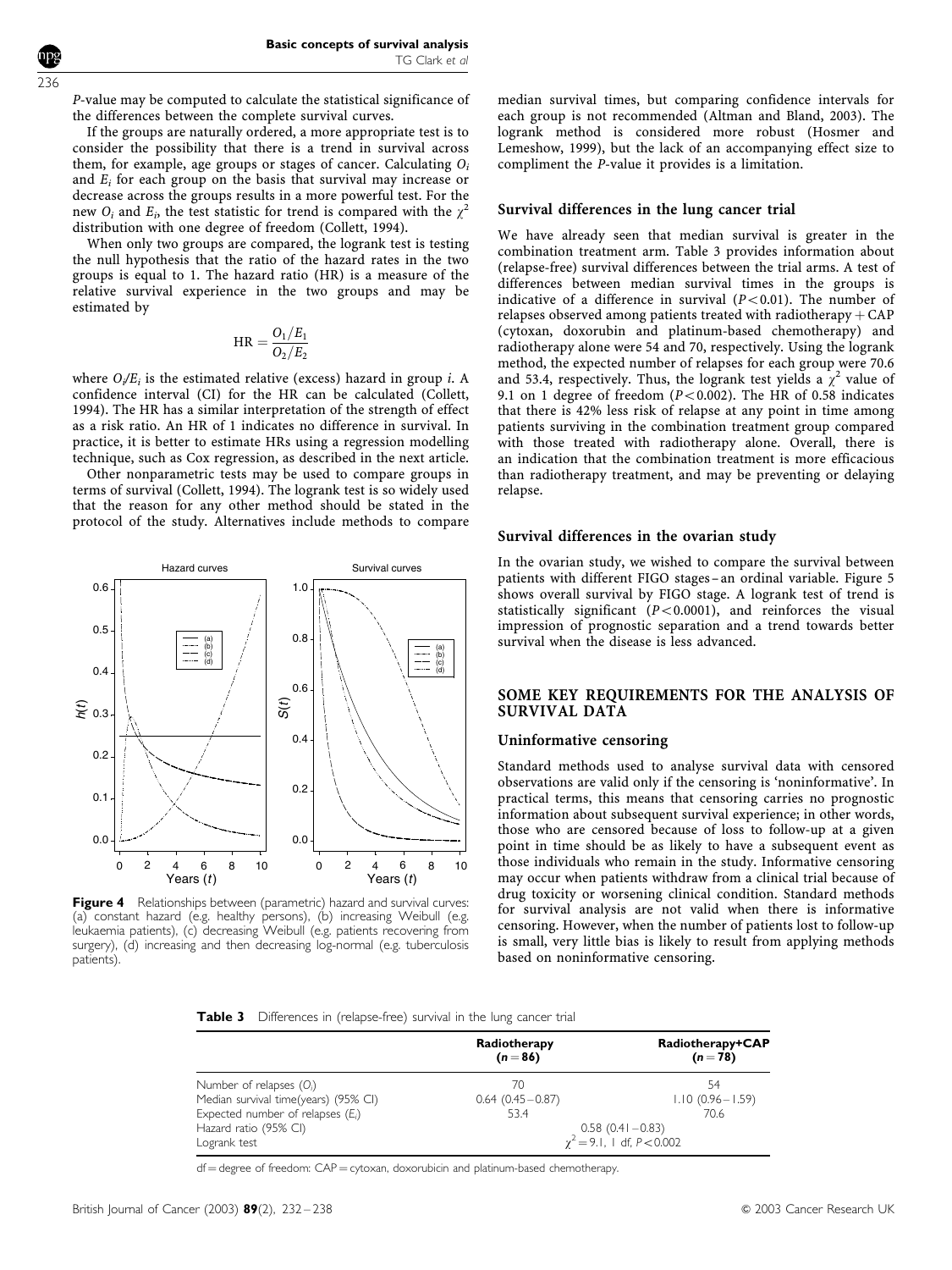*P*-value may be computed to calculate the statistical significance of the differences between the complete survival curves.

If the groups are naturally ordered, a more appropriate test is to consider the possibility that there is a trend in survival across them, for example, age groups or stages of cancer. Calculating $O_i$ and $E_i$ for each group on the basis that survival may increase or decrease across the groups results in a more powerful test. For the new $O_i$ and $E_i$, the test statistic for trend is compared with the $\chi^2$ distribution with one degree of freedom (Collett, 1994).

When only two groups are compared, the logrank test is testing the null hypothesis that the ratio of the hazard rates in the two groups is equal to 1. The hazard ratio (HR) is a measure of the relative survival experience in the two groups and may be estimated by

$$\mathrm{HR} = \frac{O_1/E_1}{O_2/E_2}$$

where $O_i/E_i$ is the estimated relative (excess) hazard in group *i*. A confidence interval (CI) for the HR can be calculated (Collett, 1994). The HR has a similar interpretation of the strength of effect as a risk ratio. An HR of 1 indicates no difference in survival. In practice, it is better to estimate HRs using a regression modelling technique, such as Cox regression, as described in the next article.

Other nonparametric tests may be used to compare groups in terms of survival (Collett, 1994). The logrank test is so widely used that the reason for any other method should be stated in the protocol of the study. Alternatives include methods to compare median survival times, but comparing confidence intervals for each group is not recommended (Altman and Bland, 2003). The logrank method is considered more robust (Hosmer and Lemeshow, 1999), but the lack of an accompanying effect size to compliment the *P*-value it provides is a limitation.

**Figure 4** Relationships between (parametric) hazard and survival curves: (a) constant hazard (e.g. healthy persons), (b) increasing Weibull (e.g. leukaemia patients), (c) decreasing Weibull (e.g. patients recovering from surgery), (d) increasing and then decreasing log-normal (e.g. tuberculosis patients).

### Survival differences in the lung cancer trial

We have already seen that median survival is greater in the combination treatment arm. Table 3 provides information about (relapse-free) survival differences between the trial arms. A test of differences between median survival times in the groups is indicative of a difference in survival ($P<0.01$). The number of relapses observed among patients treated with radiotherapy + CAP (cytoxan, doxorubin and platinum-based chemotherapy) and radiotherapy alone were 54 and 70, respectively. Using the logrank method, the expected number of relapses for each group were 70.6 and 53.4, respectively. Thus, the logrank test yields a $\chi^2$ value of 9.1 on 1 degree of freedom ($P<0.002$). The HR of 0.58 indicates that there is 42% less risk of relapse at any point in time among patients surviving in the combination treatment group compared with those treated with radiotherapy alone. Overall, there is an indication that the combination treatment is more efficacious than radiotherapy treatment, and may be preventing or delaying relapse.

### Survival differences in the ovarian study

In the ovarian study, we wished to compare the survival between patients with different FIGO stages – an ordinal variable. Figure 5 shows overall survival by FIGO stage. A logrank test of trend is statistically significant ($P<0.0001$), and reinforces the visual impression of prognostic separation and a trend towards better survival when the disease is less advanced.

## SOME KEY REQUIREMENTS FOR THE ANALYSIS OF SURVIVAL DATA

### Uninformative censoring

Standard methods used to analyse survival data with censored observations are valid only if the censoring is 'noninformative'. In practical terms, this means that censoring carries no prognostic information about subsequent survival experience; in other words, those who are censored because of loss to follow-up at a given point in time should be as likely to have a subsequent event as those individuals who remain in the study. Informative censoring may occur when patients withdraw from a clinical trial because of drug toxicity or worsening clinical condition. Standard methods for survival analysis are not valid when there is informative censoring. However, when the number of patients lost to follow-up is small, very little bias is likely to result from applying methods based on noninformative censoring.

**Table 3** Differences in (relapse-free) survival in the lung cancer trial

| | Radiotherapy ($n=86$) | Radiotherapy+CAP ($n=78$) |
|---|---|---|
| Number of relapses ($O_i$) | 70 | 54 |
| Median survival time(years) (95% CI) | 0.64 (0.45 – 0.87) | 1.10 (0.96 – 1.59) |
| Expected number of relapses ($E_i$) | 53.4 | 70.6 |
| Hazard ratio (95% CI) | 0.58 (0.41 – 0.83) | |
| Logrank test | $\chi^2=9.1$, 1 df, $P<0.002$ | |

df = degree of freedom: CAP = cytoxan, doxorubicin and platinum-based chemotherapy.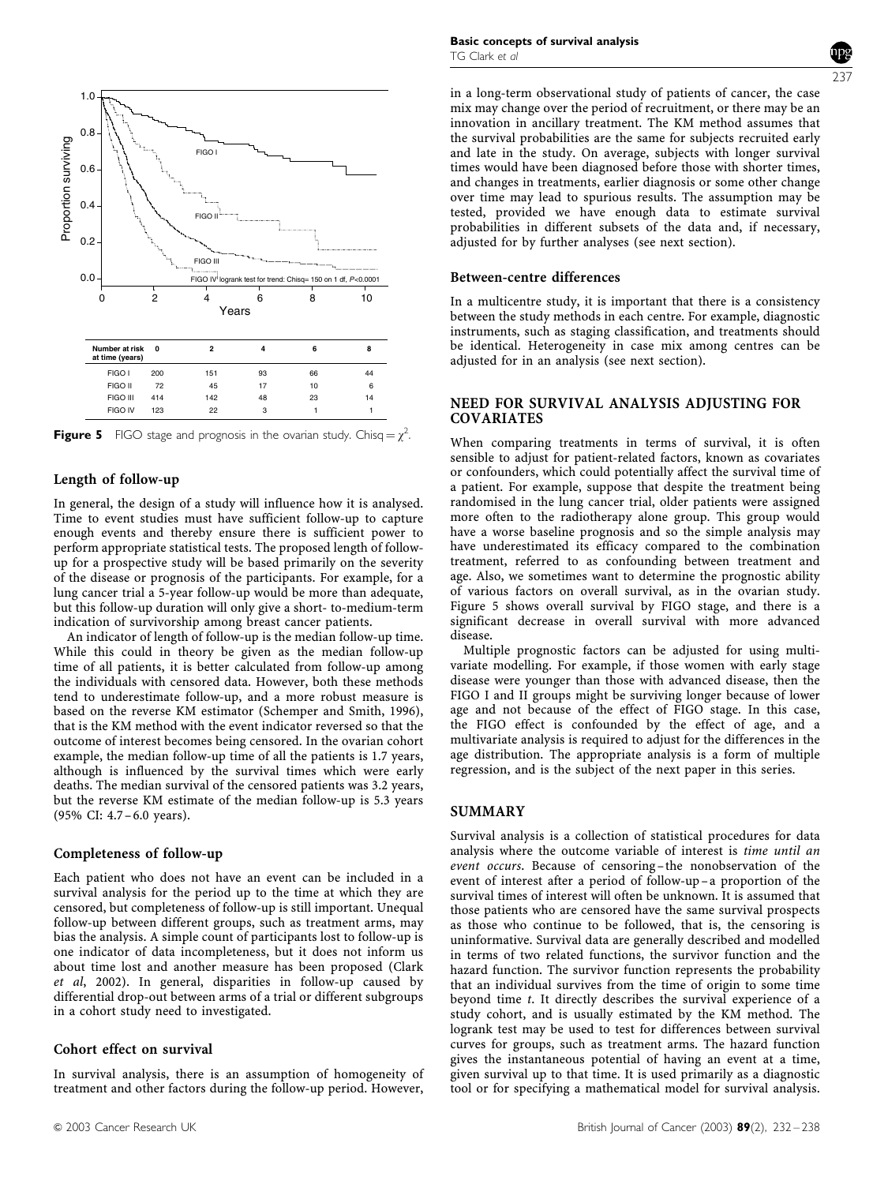1.0

0.8

0.6

0.4

0.2

0.0

Proportion surviving

0 2 4 6 8 10

Years

FIGO I

FIGO II

FIGO III

FIGO IV

logrank test for trend: Chisq= 150 on 1 df, P<0.0001

| Number at risk at time (years) | 0 | 2 | 4 | 6 | 8 |
|---|---|---|---|---|---|
| FIGO I | 200 | 151 | 93 | 66 | 44 |
| FIGO II | 72 | 45 | 17 | 10 | 6 |
| FIGO III | 414 | 142 | 48 | 23 | 14 |
| FIGO IV | 123 | 22 | 3 | 1 | 1 |

**Figure 5** FIGO stage and prognosis in the ovarian study. Chisq $= \chi^2$.

### Length of follow-up

In general, the design of a study will influence how it is analysed. Time to event studies must have sufficient follow-up to capture enough events and thereby ensure there is sufficient power to perform appropriate statistical tests. The proposed length of follow-up for a prospective study will be based primarily on the severity of the disease or prognosis of the participants. For example, for a lung cancer trial a 5-year follow-up would be more than adequate, but this follow-up duration will only give a short- to-medium-term indication of survivorship among breast cancer patients.

An indicator of length of follow-up is the median follow-up time. While this could in theory be given as the median follow-up time of all patients, it is better calculated from follow-up among the individuals with censored data. However, both these methods tend to underestimate follow-up, and a more robust measure is based on the reverse KM estimator (Schemper and Smith, 1996), that is the KM method with the event indicator reversed so that the outcome of interest becomes being censored. In the ovarian cohort example, the median follow-up time of all the patients is 1.7 years, although is influenced by the survival times which were early deaths. The median survival of the censored patients was 3.2 years, but the reverse KM estimate of the median follow-up is 5.3 years (95% CI: 4.7–6.0 years).

### Completeness of follow-up

Each patient who does not have an event can be included in a survival analysis for the period up to the time at which they are censored, but completeness of follow-up is still important. Unequal follow-up between different groups, such as treatment arms, may bias the analysis. A simple count of participants lost to follow-up is one indicator of data incompleteness, but it does not inform us about time lost and another measure has been proposed (Clark *et al*, 2002). In general, disparities in follow-up caused by differential drop-out between arms of a trial or different subgroups in a cohort study need to investigated.

### Cohort effect on survival

In survival analysis, there is an assumption of homogeneity of treatment and other factors during the follow-up period. However, in a long-term observational study of patients of cancer, the case mix may change over the period of recruitment, or there may be an innovation in ancillary treatment. The KM method assumes that the survival probabilities are the same for subjects recruited early and late in the study. On average, subjects with longer survival times would have been diagnosed before those with shorter times, and changes in treatments, earlier diagnosis or some other change over time may lead to spurious results. The assumption may be tested, provided we have enough data to estimate survival probabilities in different subsets of the data and, if necessary, adjusted for by further analyses (see next section).

### Between-centre differences

In a multicentre study, it is important that there is a consistency between the study methods in each centre. For example, diagnostic instruments, such as staging classification, and treatments should be identical. Heterogeneity in case mix among centres can be adjusted for in an analysis (see next section).

## NEED FOR SURVIVAL ANALYSIS ADJUSTING FOR COVARIATES

When comparing treatments in terms of survival, it is often sensible to adjust for patient-related factors, known as covariates or confounders, which could potentially affect the survival time of a patient. For example, suppose that despite the treatment being randomised in the lung cancer trial, older patients were assigned more often to the radiotherapy alone group. This group would have a worse baseline prognosis and so the simple analysis may have underestimated its efficacy compared to the combination treatment, referred to as confounding between treatment and age. Also, we sometimes want to determine the prognostic ability of various factors on overall survival, as in the ovarian study. Figure 5 shows overall survival by FIGO stage, and there is a significant decrease in overall survival with more advanced disease.

Multiple prognostic factors can be adjusted for using multivariate modelling. For example, if those women with early stage disease were younger than those with advanced disease, then the FIGO I and II groups might be surviving longer because of lower age and not because of the effect of FIGO stage. In this case, the FIGO effect is confounded by the effect of age, and a multivariate analysis is required to adjust for the differences in the age distribution. The appropriate analysis is a form of multiple regression, and is the subject of the next paper in this series.

## SUMMARY

Survival analysis is a collection of statistical procedures for data analysis where the outcome variable of interest is *time until an event occurs*. Because of censoring – the nonobservation of the event of interest after a period of follow-up – a proportion of the survival times of interest will often be unknown. It is assumed that those patients who are censored have the same survival prospects as those who continue to be followed, that is, the censoring is uninformative. Survival data are generally described and modelled in terms of two related functions, the survivor function and the hazard function. The survivor function represents the probability that an individual survives from the time of origin to some time beyond time *t*. It directly describes the survival experience of a study cohort, and is usually estimated by the KM method. The logrank test may be used to test for differences between survival curves for groups, such as treatment arms. The hazard function gives the instantaneous potential of having an event at a time, given survival up to that time. It is used primarily as a diagnostic tool or for specifying a mathematical model for survival analysis.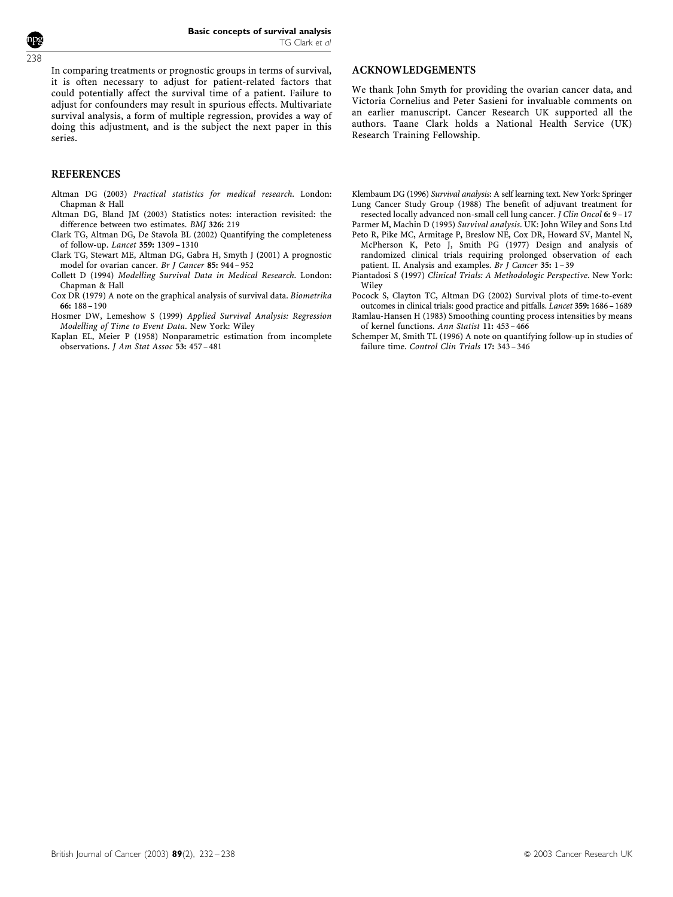In comparing treatments or prognostic groups in terms of survival, it is often necessary to adjust for patient-related factors that could potentially affect the survival time of a patient. Failure to adjust for confounders may result in spurious effects. Multivariate survival analysis, a form of multiple regression, provides a way of doing this adjustment, and is the subject the next paper in this series.

## ACKNOWLEDGEMENTS

We thank John Smyth for providing the ovarian cancer data, and Victoria Cornelius and Peter Sasieni for invaluable comments on an earlier manuscript. Cancer Research UK supported all the authors. Taane Clark holds a National Health Service (UK) Research Training Fellowship.

## REFERENCES

Altman DG (2003) *Practical statistics for medical research*. London: Chapman & Hall

Altman DG, Bland JM (2003) Statistics notes: interaction revisited: the difference between two estimates. *BMJ* **326:** 219

Clark TG, Altman DG, De Stavola BL (2002) Quantifying the completeness of follow-up. *Lancet* **359:** 1309 – 1310

Clark TG, Stewart ME, Altman DG, Gabra H, Smyth J (2001) A prognostic model for ovarian cancer. *Br J Cancer* **85:** 944 – 952

Collett D (1994) *Modelling Survival Data in Medical Research*. London: Chapman & Hall

Cox DR (1979) A note on the graphical analysis of survival data. *Biometrika* **66:** 188 – 190

Hosmer DW, Lemeshow S (1999) *Applied Survival Analysis: Regression Modelling of Time to Event Data*. New York: Wiley

Kaplan EL, Meier P (1958) Nonparametric estimation from incomplete observations. *J Am Stat Assoc* **53:** 457 – 481

Klembaum DG (1996) *Survival analysis*: A self learning text. New York: Springer

Lung Cancer Study Group (1988) The benefit of adjuvant treatment for resected locally advanced non-small cell lung cancer. *J Clin Oncol* **6:** 9 – 17

Parmer M, Machin D (1995) *Survival analysis*. UK: John Wiley and Sons Ltd

Peto R, Pike MC, Armitage P, Breslow NE, Cox DR, Howard SV, Mantel N, McPherson K, Peto J, Smith PG (1977) Design and analysis of randomized clinical trials requiring prolonged observation of each patient. II. Analysis and examples. *Br J Cancer* **35:** 1 – 39

Piantadosi S (1997) *Clinical Trials: A Methodologic Perspective*. New York: Wiley

Pocock S, Clayton TC, Altman DG (2002) Survival plots of time-to-event outcomes in clinical trials: good practice and pitfalls. *Lancet* **359:** 1686 – 1689

Ramlau-Hansen H (1983) Smoothing counting process intensities by means of kernel functions. *Ann Statist* **11:** 453 – 466

Schemper M, Smith TL (1996) A note on quantifying follow-up in studies of failure time. *Control Clin Trials* **17:** 343 – 346